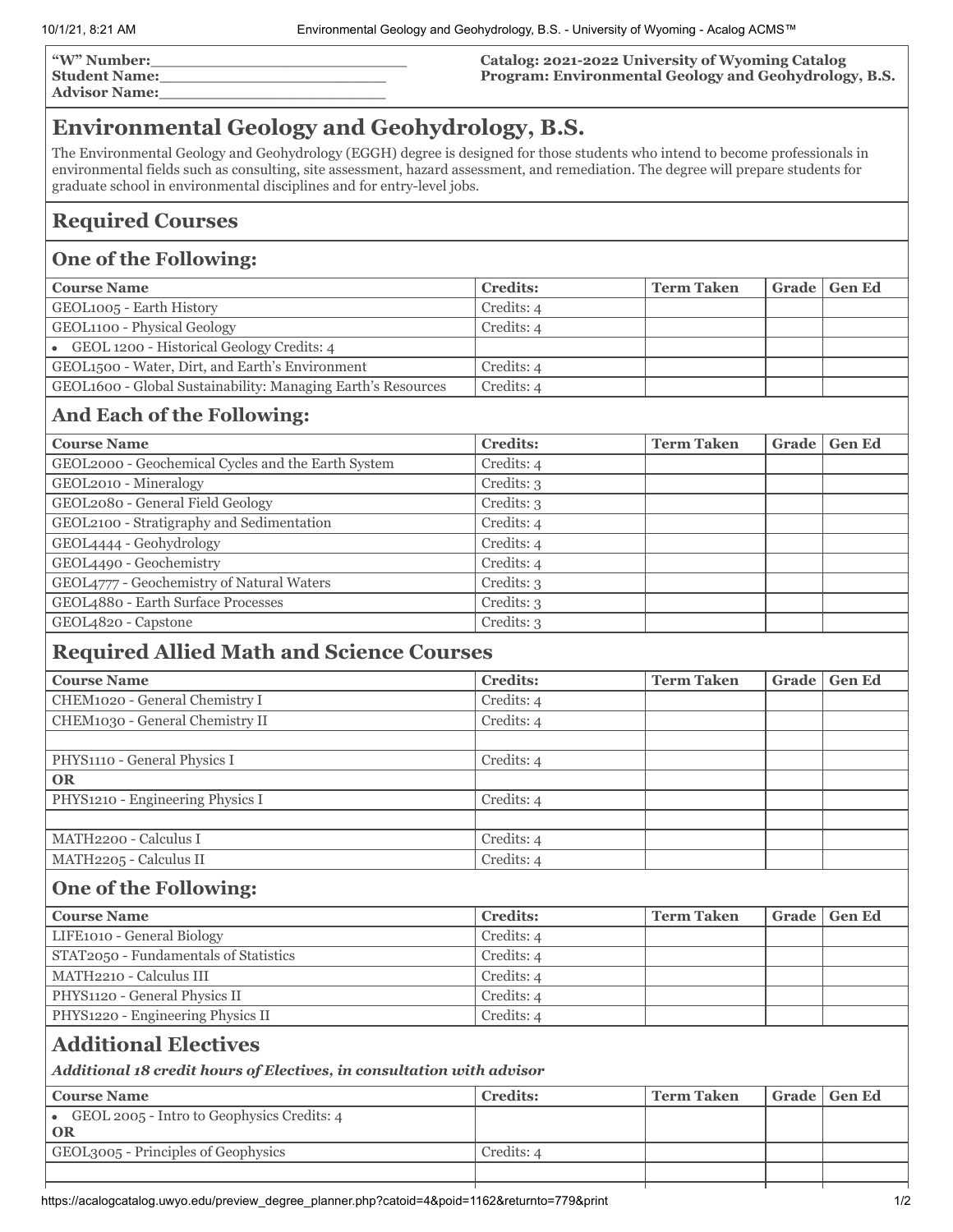**"W" Number:**\_\_\_\_\_\_\_\_\_\_\_\_\_\_\_\_\_\_\_\_\_\_\_\_\_
**Student Name:**\_\_\_\_\_\_\_\_\_\_\_\_\_\_\_\_\_\_\_\_\_\_\_\_
**Advisor Name:**\_\_\_\_\_\_\_\_\_\_\_\_\_\_\_\_\_\_\_\_\_\_\_\_

**Catalog: 2021-2022 University of Wyoming Catalog**
**Program: Environmental Geology and Geohydrology, B.S.**

# Environmental Geology and Geohydrology, B.S.

The Environmental Geology and Geohydrology (EGGH) degree is designed for those students who intend to become professionals in environmental fields such as consulting, site assessment, hazard assessment, and remediation. The degree will prepare students for graduate school in environmental disciplines and for entry-level jobs.

## Required Courses

### One of the Following:

| Course Name | Credits: | Term Taken | Grade | Gen Ed |
|---|---|---|---|---|
| GEOL1005 - Earth History | Credits: 4 | | | |
| GEOL1100 - Physical Geology | Credits: 4 | | | |
| • GEOL 1200 - Historical Geology Credits: 4 | | | | |
| GEOL1500 - Water, Dirt, and Earth's Environment | Credits: 4 | | | |
| GEOL1600 - Global Sustainability: Managing Earth's Resources | Credits: 4 | | | |

### And Each of the Following:

| Course Name | Credits: | Term Taken | Grade | Gen Ed |
|---|---|---|---|---|
| GEOL2000 - Geochemical Cycles and the Earth System | Credits: 4 | | | |
| GEOL2010 - Mineralogy | Credits: 3 | | | |
| GEOL2080 - General Field Geology | Credits: 3 | | | |
| GEOL2100 - Stratigraphy and Sedimentation | Credits: 4 | | | |
| GEOL4444 - Geohydrology | Credits: 4 | | | |
| GEOL4490 - Geochemistry | Credits: 4 | | | |
| GEOL4777 - Geochemistry of Natural Waters | Credits: 3 | | | |
| GEOL4880 - Earth Surface Processes | Credits: 3 | | | |
| GEOL4820 - Capstone | Credits: 3 | | | |

## Required Allied Math and Science Courses

| Course Name | Credits: | Term Taken | Grade | Gen Ed |
|---|---|---|---|---|
| CHEM1020 - General Chemistry I | Credits: 4 | | | |
| CHEM1030 - General Chemistry II | Credits: 4 | | | |
| | | | | |
| PHYS1110 - General Physics I | Credits: 4 | | | |
| **OR** | | | | |
| PHYS1210 - Engineering Physics I | Credits: 4 | | | |
| | | | | |
| MATH2200 - Calculus I | Credits: 4 | | | |
| MATH2205 - Calculus II | Credits: 4 | | | |

### One of the Following:

| Course Name | Credits: | Term Taken | Grade | Gen Ed |
|---|---|---|---|---|
| LIFE1010 - General Biology | Credits: 4 | | | |
| STAT2050 - Fundamentals of Statistics | Credits: 4 | | | |
| MATH2210 - Calculus III | Credits: 4 | | | |
| PHYS1120 - General Physics II | Credits: 4 | | | |
| PHYS1220 - Engineering Physics II | Credits: 4 | | | |

## Additional Electives

***Additional 18 credit hours of Electives, in consultation with advisor***

| Course Name | Credits: | Term Taken | Grade | Gen Ed |
|---|---|---|---|---|
| • GEOL 2005 - Intro to Geophysics Credits: 4 **OR** | | | | |
| GEOL3005 - Principles of Geophysics | Credits: 4 | | | |
| | | | | |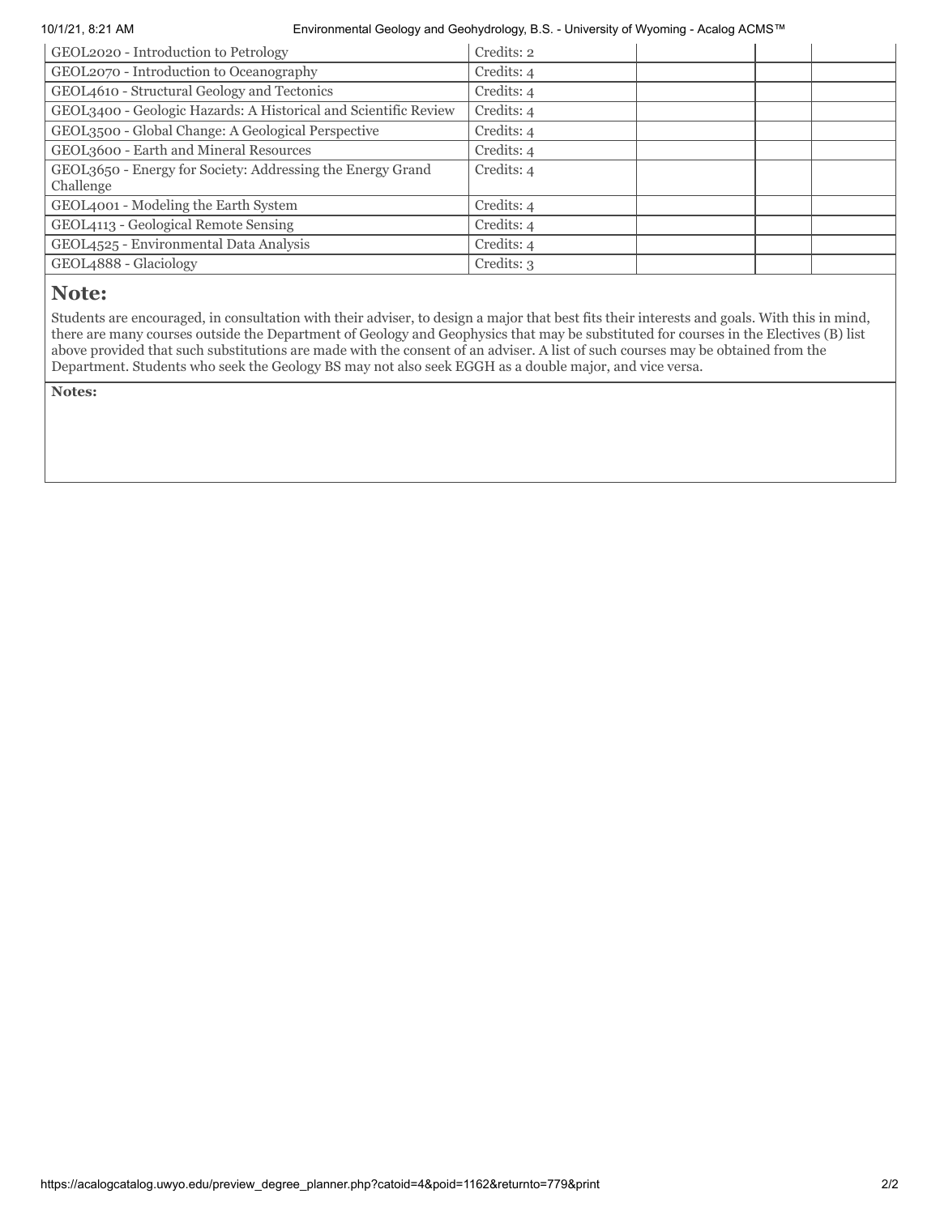| | | | | |
|---|---|---|---|---|
| GEOL2020 - Introduction to Petrology | Credits: 2 | | | |
| GEOL2070 - Introduction to Oceanography | Credits: 4 | | | |
| GEOL4610 - Structural Geology and Tectonics | Credits: 4 | | | |
| GEOL3400 - Geologic Hazards: A Historical and Scientific Review | Credits: 4 | | | |
| GEOL3500 - Global Change: A Geological Perspective | Credits: 4 | | | |
| GEOL3600 - Earth and Mineral Resources | Credits: 4 | | | |
| GEOL3650 - Energy for Society: Addressing the Energy Grand Challenge | Credits: 4 | | | |
| GEOL4001 - Modeling the Earth System | Credits: 4 | | | |
| GEOL4113 - Geological Remote Sensing | Credits: 4 | | | |
| GEOL4525 - Environmental Data Analysis | Credits: 4 | | | |
| GEOL4888 - Glaciology | Credits: 3 | | | |

## Note:

Students are encouraged, in consultation with their adviser, to design a major that best fits their interests and goals. With this in mind, there are many courses outside the Department of Geology and Geophysics that may be substituted for courses in the Electives (B) list above provided that such substitutions are made with the consent of an adviser. A list of such courses may be obtained from the Department. Students who seek the Geology BS may not also seek EGGH as a double major, and vice versa.

**Notes:**